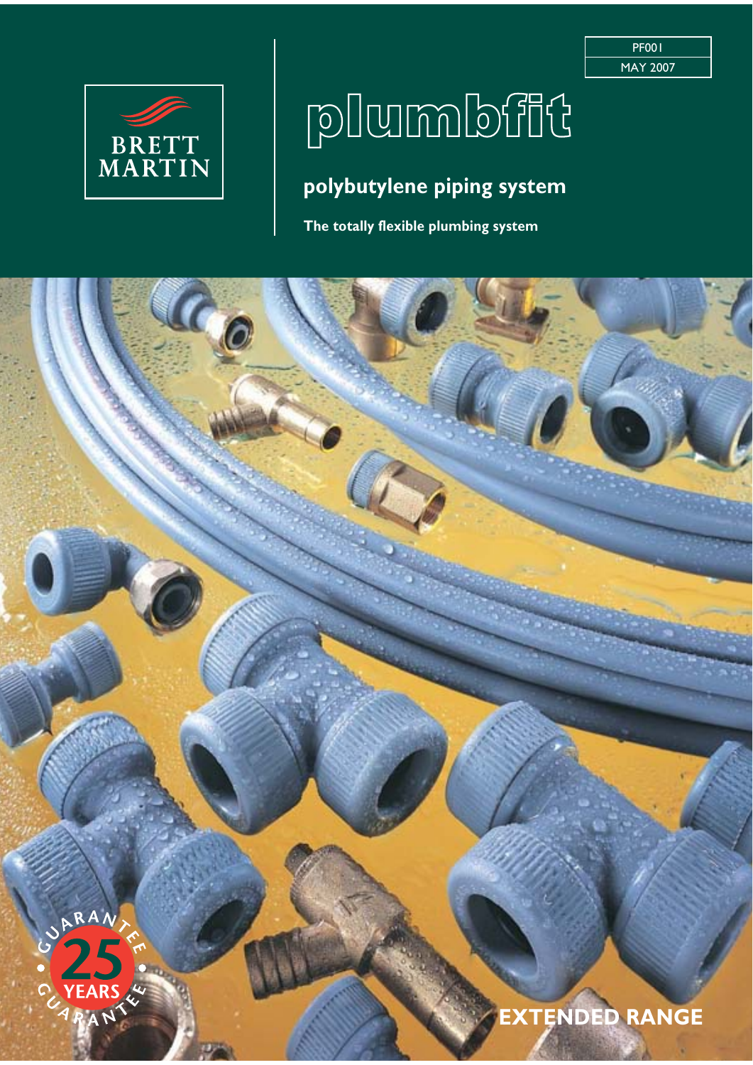PF001

MAY 2007

BRETT MARTIN

# plumbfit

## polybutylene piping system

**The totally flexible plumbing system**

GUARANTEE 25 YEARS GUARANTEE

**EXTENDED RANGE**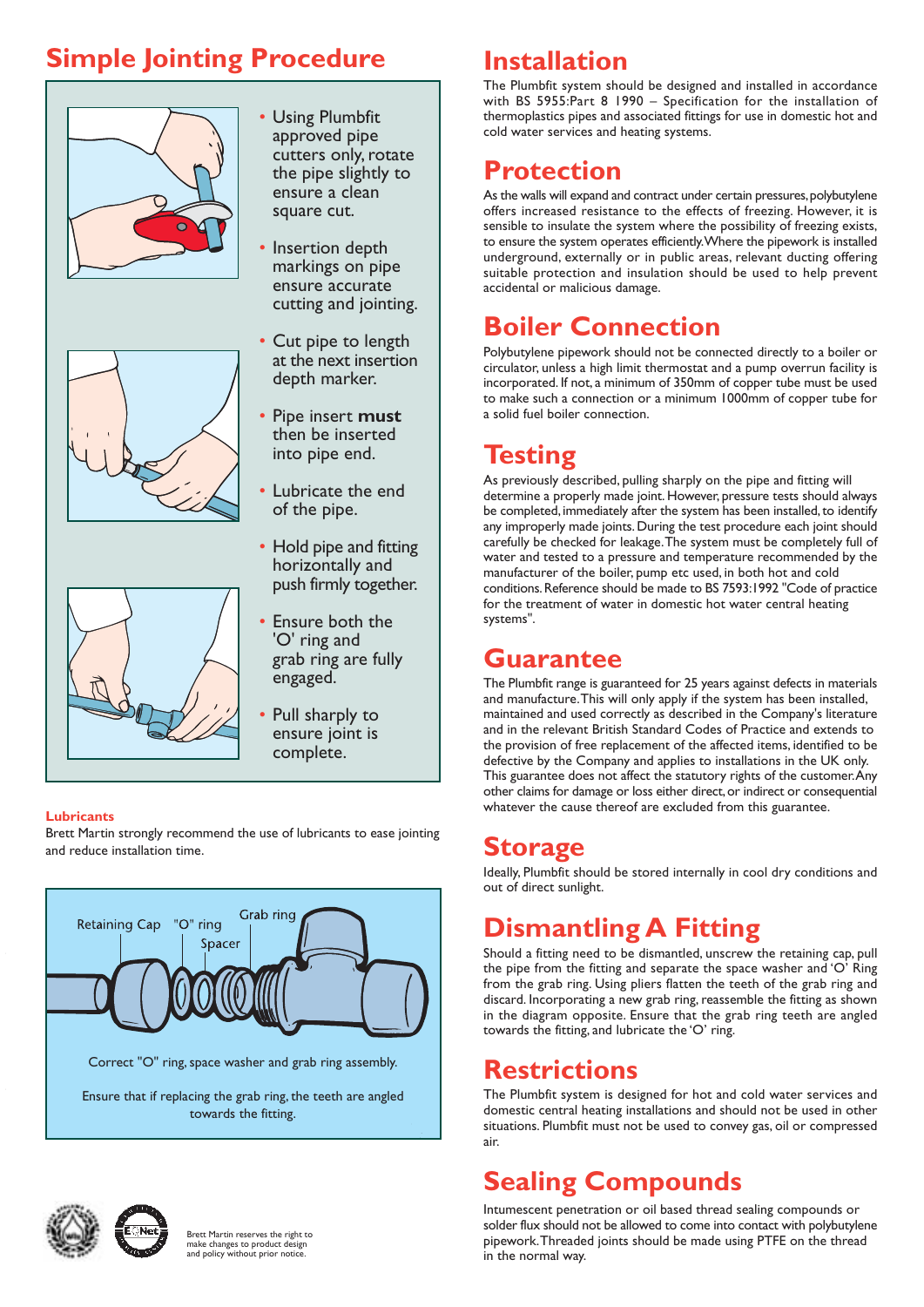## Simple Jointing Procedure

- Using Plumbfit approved pipe cutters only, rotate the pipe slightly to ensure a clean square cut.
- Insertion depth markings on pipe ensure accurate cutting and jointing.
- Cut pipe to length at the next insertion depth marker.
- Pipe insert **must** then be inserted into pipe end.
- Lubricate the end of the pipe.
- Hold pipe and fitting horizontally and push firmly together.
- Ensure both the 'O' ring and grab ring are fully engaged.
- Pull sharply to ensure joint is complete.

**Lubricants**

Brett Martin strongly recommend the use of lubricants to ease jointing and reduce installation time.

Retaining Cap "O" ring Spacer Grab ring

Correct "O" ring, space washer and grab ring assembly.

Ensure that if replacing the grab ring, the teeth are angled towards the fitting.

Brett Martin reserves the right to make changes to product design and policy without prior notice.

## Installation

The Plumbfit system should be designed and installed in accordance with BS 5955:Part 8 1990 – Specification for the installation of thermoplastics pipes and associated fittings for use in domestic hot and cold water services and heating systems.

## Protection

As the walls will expand and contract under certain pressures, polybutylene offers increased resistance to the effects of freezing. However, it is sensible to insulate the system where the possibility of freezing exists, to ensure the system operates efficiently. Where the pipework is installed underground, externally or in public areas, relevant ducting offering suitable protection and insulation should be used to help prevent accidental or malicious damage.

## Boiler Connection

Polybutylene pipework should not be connected directly to a boiler or circulator, unless a high limit thermostat and a pump overrun facility is incorporated. If not, a minimum of 350mm of copper tube must be used to make such a connection or a minimum 1000mm of copper tube for a solid fuel boiler connection.

## Testing

As previously described, pulling sharply on the pipe and fitting will determine a properly made joint. However, pressure tests should always be completed, immediately after the system has been installed, to identify any improperly made joints. During the test procedure each joint should carefully be checked for leakage. The system must be completely full of water and tested to a pressure and temperature recommended by the manufacturer of the boiler, pump etc used, in both hot and cold conditions. Reference should be made to BS 7593:1992 "Code of practice for the treatment of water in domestic hot water central heating systems".

## Guarantee

The Plumbfit range is guaranteed for 25 years against defects in materials and manufacture. This will only apply if the system has been installed, maintained and used correctly as described in the Company's literature and in the relevant British Standard Codes of Practice and extends to the provision of free replacement of the affected items, identified to be defective by the Company and applies to installations in the UK only. This guarantee does not affect the statutory rights of the customer. Any other claims for damage or loss either direct, or indirect or consequential whatever the cause thereof are excluded from this guarantee.

## Storage

Ideally, Plumbfit should be stored internally in cool dry conditions and out of direct sunlight.

## Dismantling A Fitting

Should a fitting need to be dismantled, unscrew the retaining cap, pull the pipe from the fitting and separate the space washer and 'O' Ring from the grab ring. Using pliers flatten the teeth of the grab ring and discard. Incorporating a new grab ring, reassemble the fitting as shown in the diagram opposite. Ensure that the grab ring teeth are angled towards the fitting, and lubricate the 'O' ring.

## Restrictions

The Plumbfit system is designed for hot and cold water services and domestic central heating installations and should not be used in other situations. Plumbfit must not be used to convey gas, oil or compressed air.

## Sealing Compounds

Intumescent penetration or oil based thread sealing compounds or solder flux should not be allowed to come into contact with polybutylene pipework. Threaded joints should be made using PTFE on the thread in the normal way.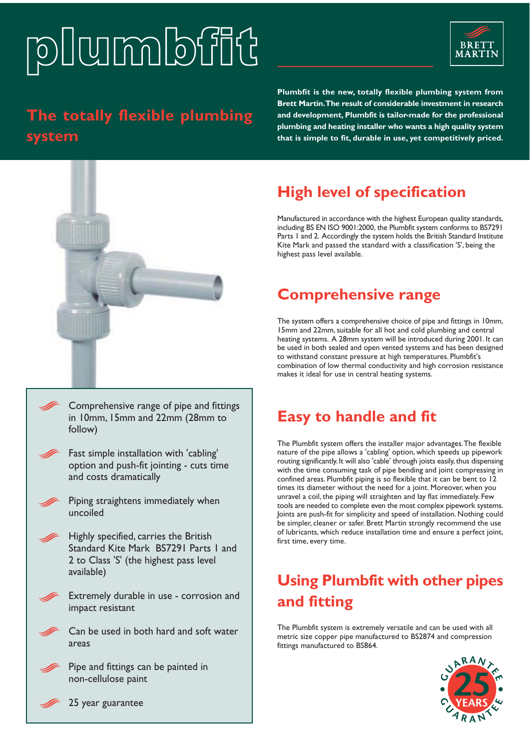# plumbfit

BRETT MARTIN

## The totally flexible plumbing system

**Plumbfit is the new, totally flexible plumbing system from Brett Martin. The result of considerable investment in research and development, Plumbfit is tailor-made for the professional plumbing and heating installer who wants a high quality system that is simple to fit, durable in use, yet competitively priced.**

- Comprehensive range of pipe and fittings in 10mm, 15mm and 22mm (28mm to follow)
- Fast simple installation with 'cabling' option and push-fit jointing - cuts time and costs dramatically
- Piping straightens immediately when uncoiled
- Highly specified, carries the British Standard Kite Mark BS7291 Parts 1 and 2 to Class 'S' (the highest pass level available)
- Extremely durable in use - corrosion and impact resistant
- Can be used in both hard and soft water areas
- Pipe and fittings can be painted in non-cellulose paint
- 25 year guarantee

## High level of specification

Manufactured in accordance with the highest European quality standards, including BS EN ISO 9001:2000, the Plumbfit system conforms to BS7291 Parts 1 and 2. Accordingly the system holds the British Standard Institute Kite Mark and passed the standard with a classification 'S', being the highest pass level available.

## Comprehensive range

The system offers a comprehensive choice of pipe and fittings in 10mm, 15mm and 22mm, suitable for all hot and cold plumbing and central heating systems. A 28mm system will be introduced during 2001. It can be used in both sealed and open vented systems and has been designed to withstand constant pressure at high temperatures. Plumbfit's combination of low thermal conductivity and high corrosion resistance makes it ideal for use in central heating systems.

## Easy to handle and fit

The Plumbfit system offers the installer major advantages. The flexible nature of the pipe allows a 'cabling' option, which speeds up pipework routing significantly. It will also 'cable' through joists easily, thus dispensing with the time consuming task of pipe bending and joint compressing in confined areas. Plumbfit piping is so flexible that it can be bent to 12 times its diameter without the need for a joint. Moreover, when you unravel a coil, the piping will straighten and lay flat immediately. Few tools are needed to complete even the most complex pipework systems. Joints are push-fit for simplicity and speed of installation. Nothing could be simpler, cleaner or safer. Brett Martin strongly recommend the use of lubricants, which reduce installation time and ensure a perfect joint, first time, every time.

## Using Plumbfit with other pipes and fitting

The Plumbfit system is extremely versatile and can be used with all metric size copper pipe manufactured to BS2874 and compression fittings manufactured to BS864.

GUARANTEE 25 YEARS GUARANTEE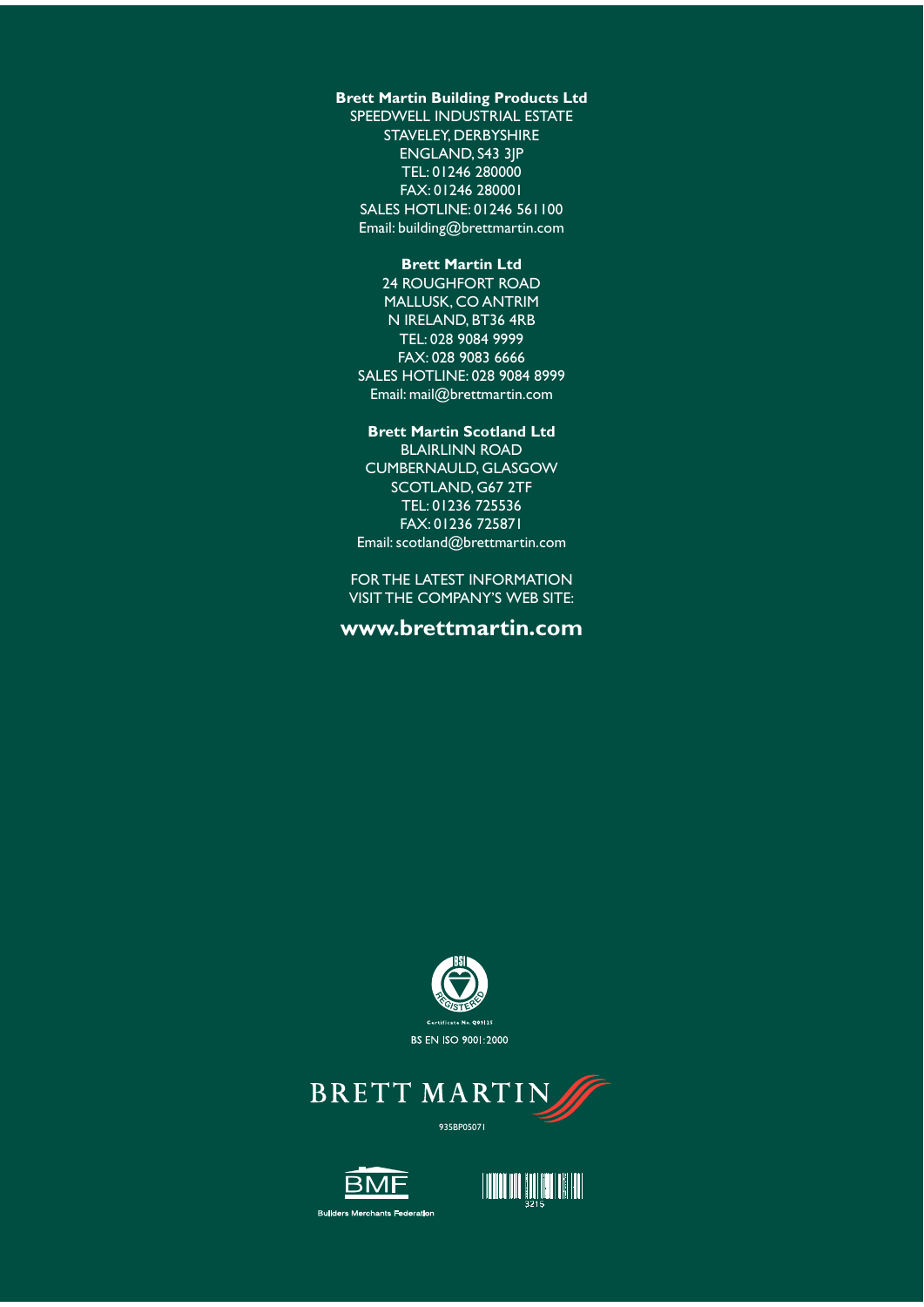**Brett Martin Building Products Ltd**
SPEEDWELL INDUSTRIAL ESTATE
STAVELEY, DERBYSHIRE
ENGLAND, S43 3JP
TEL: 01246 280000
FAX: 01246 280001
SALES HOTLINE: 01246 561100
Email: building@brettmartin.com

**Brett Martin Ltd**
24 ROUGHFORT ROAD
MALLUSK, CO ANTRIM
N IRELAND, BT36 4RB
TEL: 028 9084 9999
FAX: 028 9083 6666
SALES HOTLINE: 028 9084 8999
Email: mail@brettmartin.com

**Brett Martin Scotland Ltd**
BLAIRLINN ROAD
CUMBERNAULD, GLASGOW
SCOTLAND, G67 2TF
TEL: 01236 725536
FAX: 01236 725871
Email: scotland@brettmartin.com

FOR THE LATEST INFORMATION
VISIT THE COMPANY'S WEB SITE:

**www.brettmartin.com**

BSI REGISTERED
Certificate No. Q09125
BS EN ISO 9001:2000

BRETT MARTIN

935BP05071

BMF
Builders Merchants Federation

3215